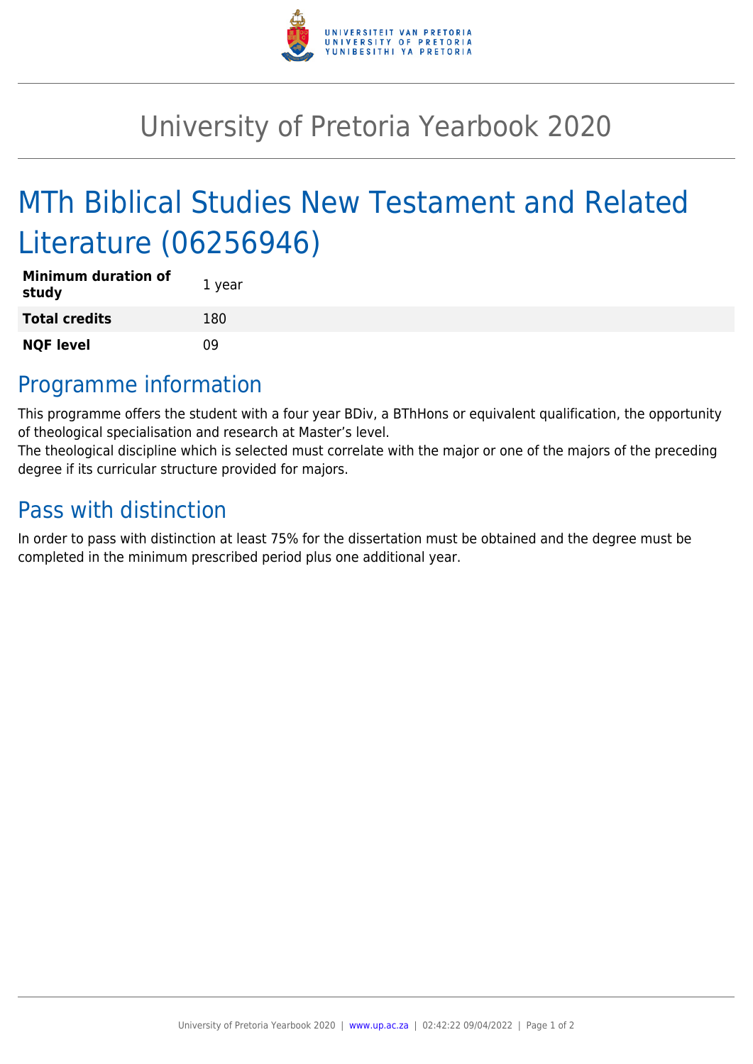# University of Pretoria Yearbook 2020

## MTh Biblical Studies New Testament and Related Literature (06256946)

| | |
|---|---|
| **Minimum duration of study** | 1 year |
| **Total credits** | 180 |
| **NQF level** | 09 |

## Programme information

This programme offers the student with a four year BDiv, a BThHons or equivalent qualification, the opportunity of theological specialisation and research at Master's level.
The theological discipline which is selected must correlate with the major or one of the majors of the preceding degree if its curricular structure provided for majors.

## Pass with distinction

In order to pass with distinction at least 75% for the dissertation must be obtained and the degree must be completed in the minimum prescribed period plus one additional year.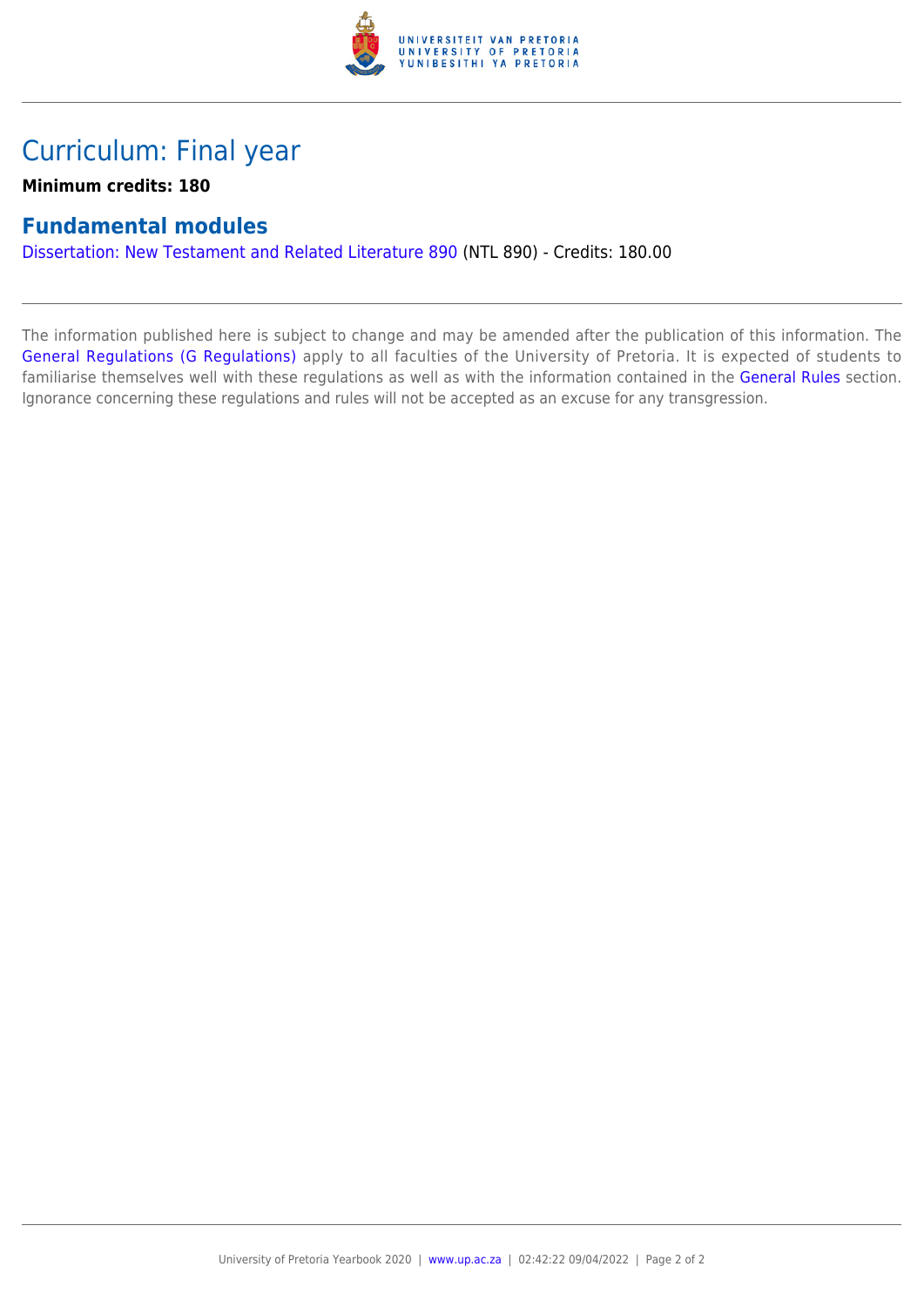## Curriculum: Final year

**Minimum credits: 180**

### Fundamental modules

Dissertation: New Testament and Related Literature 890 (NTL 890) - Credits: 180.00

---

The information published here is subject to change and may be amended after the publication of this information. The General Regulations (G Regulations) apply to all faculties of the University of Pretoria. It is expected of students to familiarise themselves well with these regulations as well as with the information contained in the General Rules section. Ignorance concerning these regulations and rules will not be accepted as an excuse for any transgression.